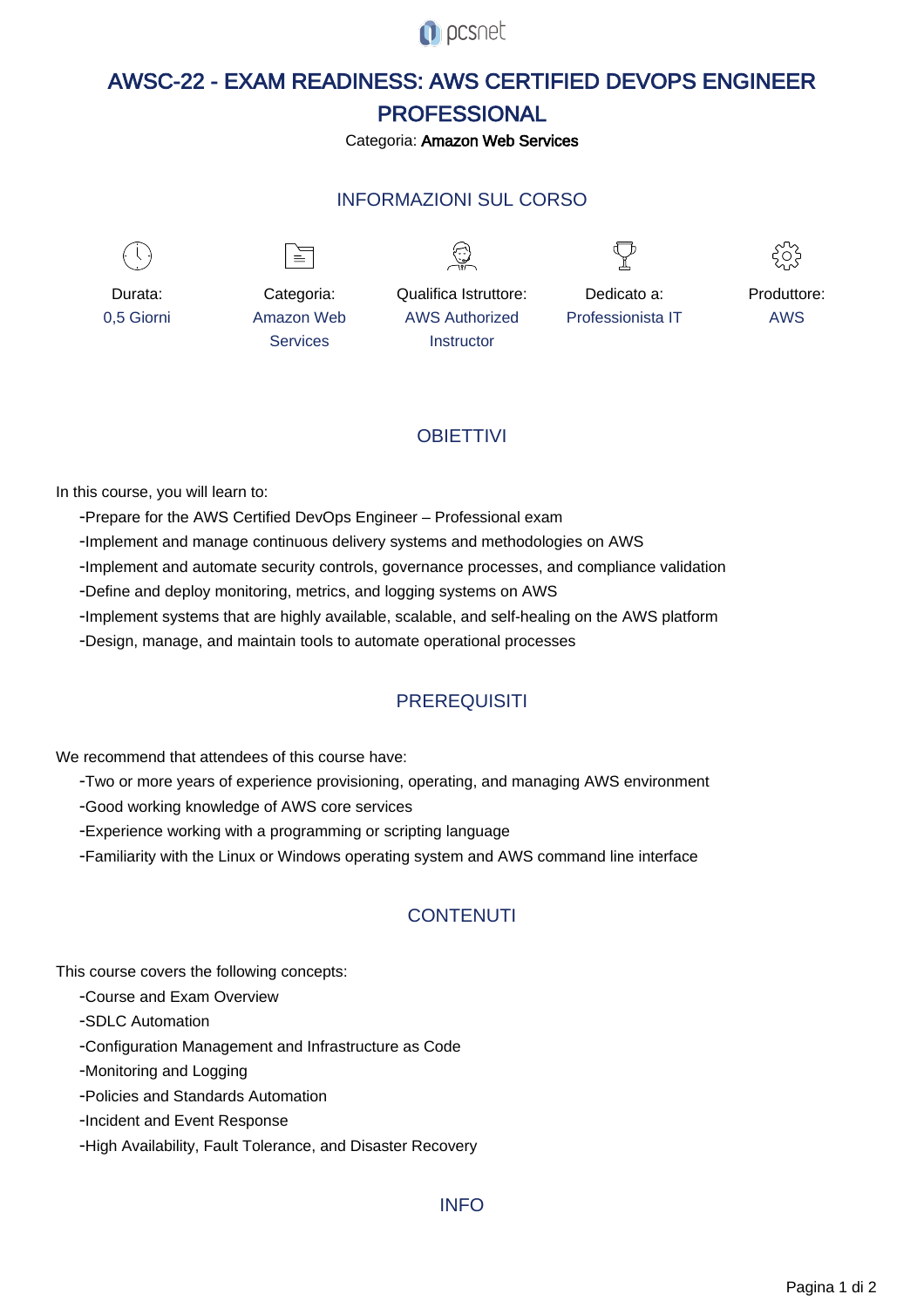# AWSC-22 - EXAM READINESS: AWS CERTIFIED DEVOPS ENGINEER PROFESSIONAL

Categoria: **Amazon Web Services**

## INFORMAZIONI SUL CORSO

| Durata: | Categoria: | Qualifica Istruttore: | Dedicato a: | Produttore: |
|---|---|---|---|---|
| 0,5 Giorni | Amazon Web Services | AWS Authorized Instructor | Professionista IT | AWS |

## OBIETTIVI

In this course, you will learn to:

- Prepare for the AWS Certified DevOps Engineer – Professional exam
- Implement and manage continuous delivery systems and methodologies on AWS
- Implement and automate security controls, governance processes, and compliance validation
- Define and deploy monitoring, metrics, and logging systems on AWS
- Implement systems that are highly available, scalable, and self-healing on the AWS platform
- Design, manage, and maintain tools to automate operational processes

## PREREQUISITI

We recommend that attendees of this course have:

- Two or more years of experience provisioning, operating, and managing AWS environment
- Good working knowledge of AWS core services
- Experience working with a programming or scripting language
- Familiarity with the Linux or Windows operating system and AWS command line interface

## CONTENUTI

This course covers the following concepts:

- Course and Exam Overview
- SDLC Automation
- Configuration Management and Infrastructure as Code
- Monitoring and Logging
- Policies and Standards Automation
- Incident and Event Response
- High Availability, Fault Tolerance, and Disaster Recovery

## INFO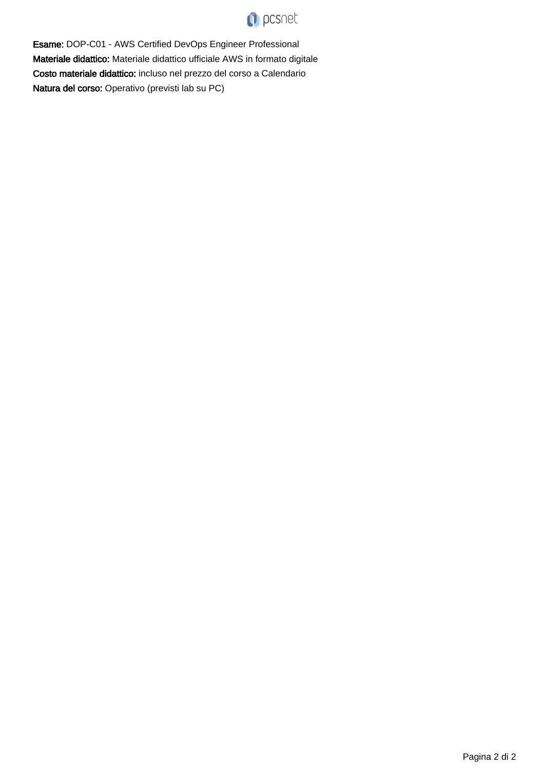**Esame:** DOP-C01 - AWS Certified DevOps Engineer Professional
**Materiale didattico:** Materiale didattico ufficiale AWS in formato digitale
**Costo materiale didattico:** incluso nel prezzo del corso a Calendario
**Natura del corso:** Operativo (previsti lab su PC)